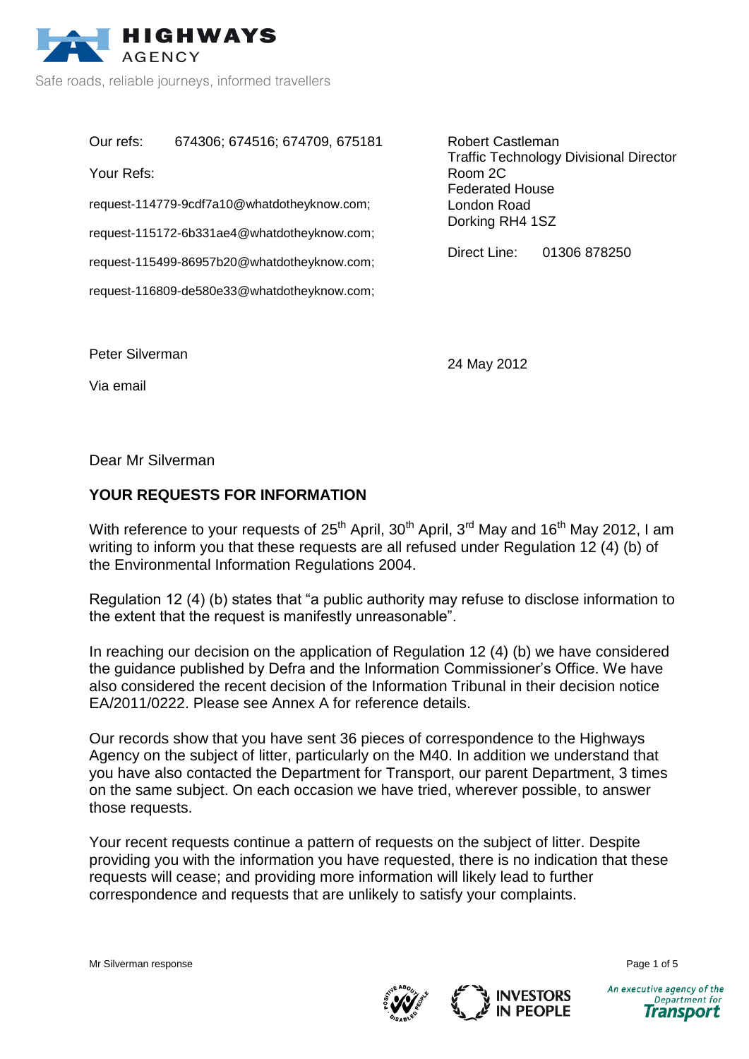**HIGHWAYS AGENCY**

Safe roads, reliable journeys, informed travellers

Our refs: 674306; 674516; 674709, 675181

Your Refs:

request-114779-9cdf7a10@whatdotheyknow.com;

request-115172-6b331ae4@whatdotheyknow.com;

request-115499-86957b20@whatdotheyknow.com;

request-116809-de580e33@whatdotheyknow.com;

Robert Castleman
Traffic Technology Divisional Director
Room 2C
Federated House
London Road
Dorking RH4 1SZ

Direct Line: 01306 878250

Peter Silverman

Via email

24 May 2012

Dear Mr Silverman

**YOUR REQUESTS FOR INFORMATION**

With reference to your requests of 25th April, 30th April, 3rd May and 16th May 2012, I am writing to inform you that these requests are all refused under Regulation 12 (4) (b) of the Environmental Information Regulations 2004.

Regulation 12 (4) (b) states that "a public authority may refuse to disclose information to the extent that the request is manifestly unreasonable".

In reaching our decision on the application of Regulation 12 (4) (b) we have considered the guidance published by Defra and the Information Commissioner's Office. We have also considered the recent decision of the Information Tribunal in their decision notice EA/2011/0222. Please see Annex A for reference details.

Our records show that you have sent 36 pieces of correspondence to the Highways Agency on the subject of litter, particularly on the M40. In addition we understand that you have also contacted the Department for Transport, our parent Department, 3 times on the same subject. On each occasion we have tried, wherever possible, to answer those requests.

Your recent requests continue a pattern of requests on the subject of litter. Despite providing you with the information you have requested, there is no indication that these requests will cease; and providing more information will likely lead to further correspondence and requests that are unlikely to satisfy your complaints.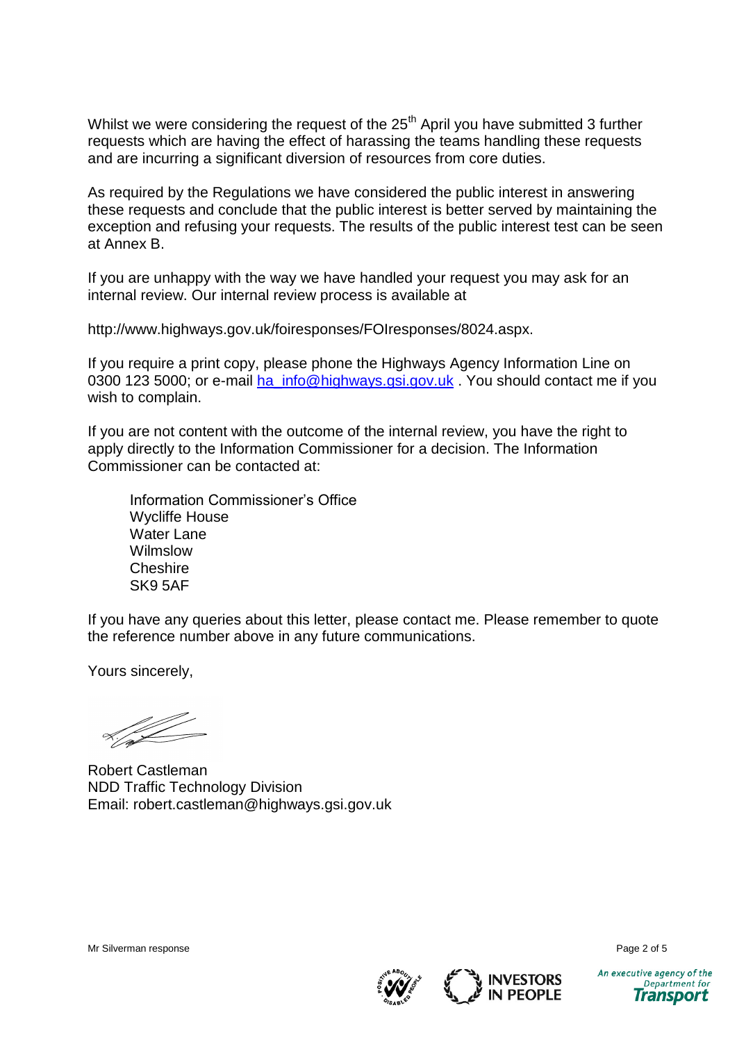Whilst we were considering the request of the 25th April you have submitted 3 further requests which are having the effect of harassing the teams handling these requests and are incurring a significant diversion of resources from core duties.

As required by the Regulations we have considered the public interest in answering these requests and conclude that the public interest is better served by maintaining the exception and refusing your requests. The results of the public interest test can be seen at Annex B.

If you are unhappy with the way we have handled your request you may ask for an internal review. Our internal review process is available at

http://www.highways.gov.uk/foiresponses/FOIresponses/8024.aspx.

If you require a print copy, please phone the Highways Agency Information Line on 0300 123 5000; or e-mail ha_info@highways.gsi.gov.uk . You should contact me if you wish to complain.

If you are not content with the outcome of the internal review, you have the right to apply directly to the Information Commissioner for a decision. The Information Commissioner can be contacted at:

Information Commissioner's Office
Wycliffe House
Water Lane
Wilmslow
Cheshire
SK9 5AF

If you have any queries about this letter, please contact me. Please remember to quote the reference number above in any future communications.

Yours sincerely,

Robert Castleman
NDD Traffic Technology Division
Email: robert.castleman@highways.gsi.gov.uk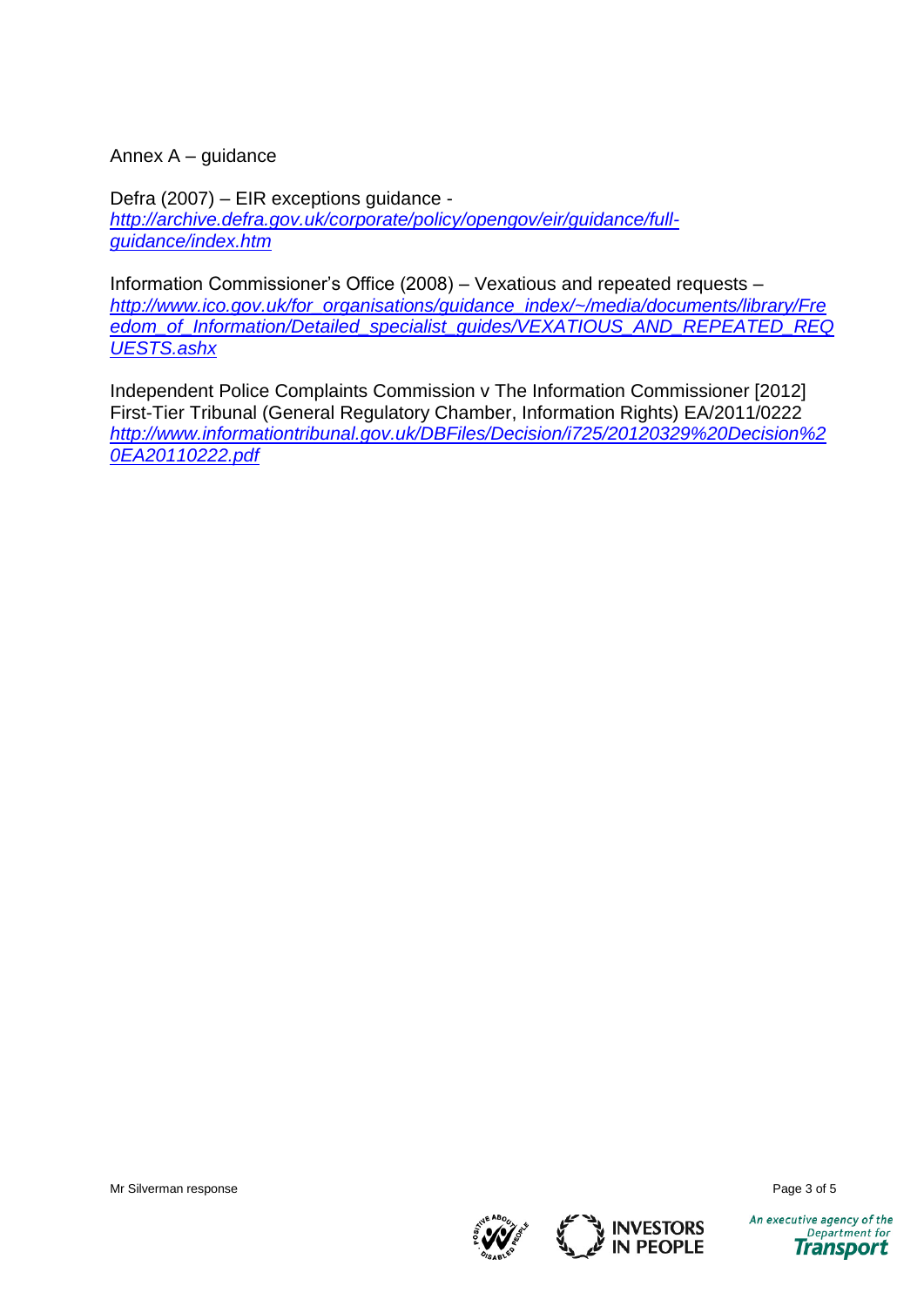Annex A – guidance

Defra (2007) – EIR exceptions guidance - *http://archive.defra.gov.uk/corporate/policy/opengov/eir/guidance/full-guidance/index.htm*

Information Commissioner's Office (2008) – Vexatious and repeated requests – *http://www.ico.gov.uk/for_organisations/guidance_index/~/media/documents/library/Freedom_of_Information/Detailed_specialist_guides/VEXATIOUS_AND_REPEATED_REQUESTS.ashx*

Independent Police Complaints Commission v The Information Commissioner [2012] First-Tier Tribunal (General Regulatory Chamber, Information Rights) EA/2011/0222 *http://www.informationtribunal.gov.uk/DBFiles/Decision/i725/20120329%20Decision%20EA20110222.pdf*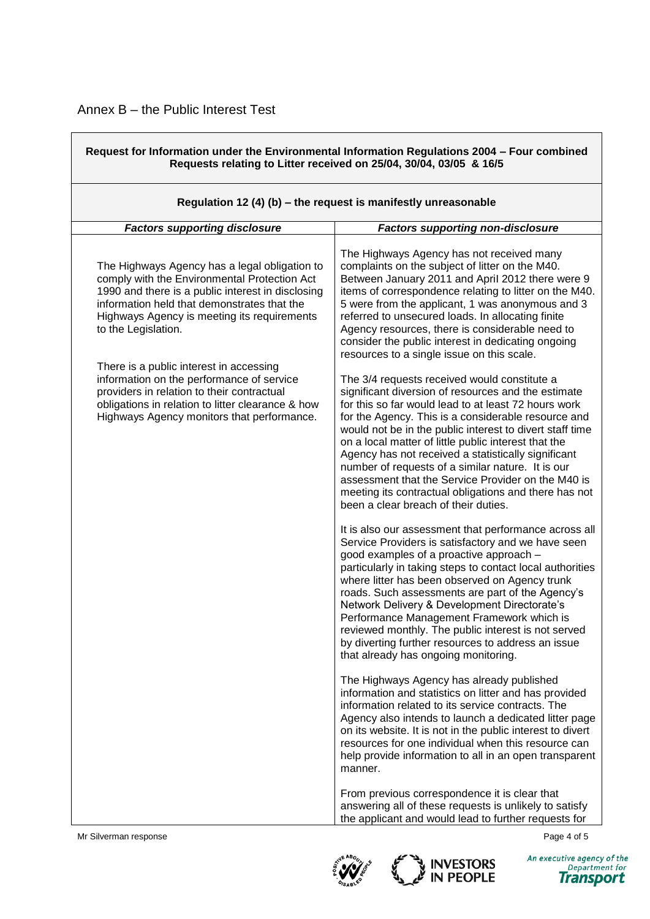# Annex B – the Public Interest Test

| **Request for Information under the Environmental Information Regulations 2004 – Four combined Requests relating to Litter received on 25/04, 30/04, 03/05 & 16/5** | |
|---|---|
| **Regulation 12 (4) (b) – the request is manifestly unreasonable** | |
| ***Factors supporting disclosure*** | ***Factors supporting non-disclosure*** |
| The Highways Agency has a legal obligation to comply with the Environmental Protection Act 1990 and there is a public interest in disclosing information held that demonstrates that the Highways Agency is meeting its requirements to the Legislation.<br><br>There is a public interest in accessing information on the performance of service providers in relation to their contractual obligations in relation to litter clearance & how Highways Agency monitors that performance. | The Highways Agency has not received many complaints on the subject of litter on the M40. Between January 2011 and April 2012 there were 9 items of correspondence relating to litter on the M40. 5 were from the applicant, 1 was anonymous and 3 referred to unsecured loads. In allocating finite Agency resources, there is considerable need to consider the public interest in dedicating ongoing resources to a single issue on this scale.<br><br>The 3/4 requests received would constitute a significant diversion of resources and the estimate for this so far would lead to at least 72 hours work for the Agency. This is a considerable resource and would not be in the public interest to divert staff time on a local matter of little public interest that the Agency has not received a statistically significant number of requests of a similar nature. It is our assessment that the Service Provider on the M40 is meeting its contractual obligations and there has not been a clear breach of their duties.<br><br>It is also our assessment that performance across all Service Providers is satisfactory and we have seen good examples of a proactive approach – particularly in taking steps to contact local authorities where litter has been observed on Agency trunk roads. Such assessments are part of the Agency's Network Delivery & Development Directorate's Performance Management Framework which is reviewed monthly. The public interest is not served by diverting further resources to address an issue that already has ongoing monitoring.<br><br>The Highways Agency has already published information and statistics on litter and has provided information related to its service contracts. The Agency also intends to launch a dedicated litter page on its website. It is not in the public interest to divert resources for one individual when this resource can help provide information to all in an open transparent manner.<br><br>From previous correspondence it is clear that answering all of these requests is unlikely to satisfy the applicant and would lead to further requests for |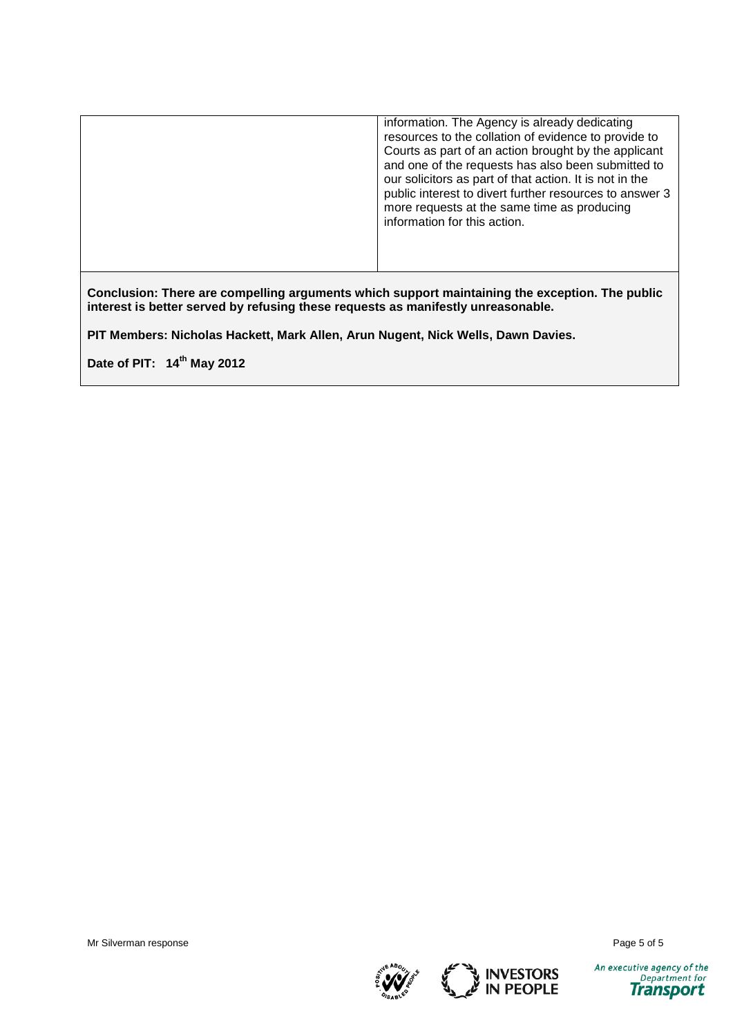| | |
|---|---|
| | information. The Agency is already dedicating resources to the collation of evidence to provide to Courts as part of an action brought by the applicant and one of the requests has also been submitted to our solicitors as part of that action. It is not in the public interest to divert further resources to answer 3 more requests at the same time as producing information for this action. |

**Conclusion: There are compelling arguments which support maintaining the exception. The public interest is better served by refusing these requests as manifestly unreasonable.**

**PIT Members: Nicholas Hackett, Mark Allen, Arun Nugent, Nick Wells, Dawn Davies.**

**Date of PIT: 14th May 2012**